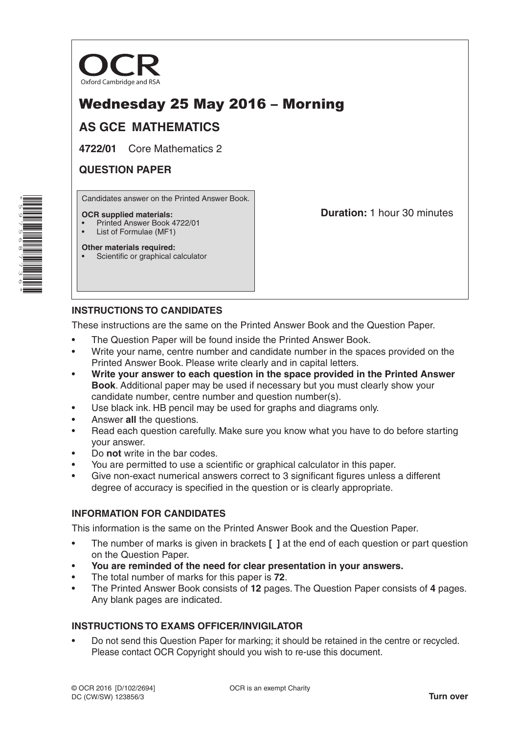OCR
Oxford Cambridge and RSA

# Wednesday 25 May 2016 – Morning

## AS GCE MATHEMATICS

**4722/01** Core Mathematics 2

**QUESTION PAPER**

Candidates answer on the Printed Answer Book.

**OCR supplied materials:**
- Printed Answer Book 4722/01
- List of Formulae (MF1)

**Other materials required:**
- Scientific or graphical calculator

**Duration:** 1 hour 30 minutes

### INSTRUCTIONS TO CANDIDATES

These instructions are the same on the Printed Answer Book and the Question Paper.

- The Question Paper will be found inside the Printed Answer Book.
- Write your name, centre number and candidate number in the spaces provided on the Printed Answer Book. Please write clearly and in capital letters.
- **Write your answer to each question in the space provided in the Printed Answer Book**. Additional paper may be used if necessary but you must clearly show your candidate number, centre number and question number(s).
- Use black ink. HB pencil may be used for graphs and diagrams only.
- Answer **all** the questions.
- Read each question carefully. Make sure you know what you have to do before starting your answer.
- Do **not** write in the bar codes.
- You are permitted to use a scientific or graphical calculator in this paper.
- Give non-exact numerical answers correct to 3 significant figures unless a different degree of accuracy is specified in the question or is clearly appropriate.

### INFORMATION FOR CANDIDATES

This information is the same on the Printed Answer Book and the Question Paper.

- The number of marks is given in brackets **[ ]** at the end of each question or part question on the Question Paper.
- **You are reminded of the need for clear presentation in your answers.**
- The total number of marks for this paper is **72**.
- The Printed Answer Book consists of **12** pages. The Question Paper consists of **4** pages. Any blank pages are indicated.

### INSTRUCTIONS TO EXAMS OFFICER/INVIGILATOR

- Do not send this Question Paper for marking; it should be retained in the centre or recycled. Please contact OCR Copyright should you wish to re-use this document.

© OCR 2016 [D/102/2694]
DC (CW/SW) 123856/3

OCR is an exempt Charity

**Turn over**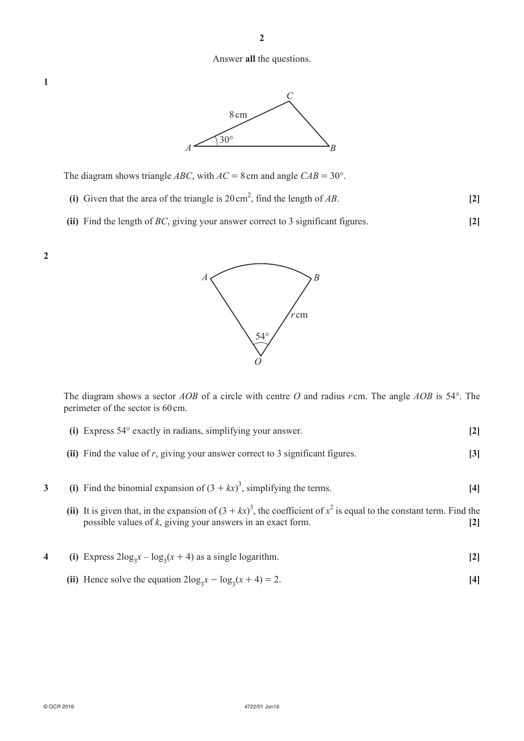Answer **all** the questions.

**1**

The diagram shows triangle $ABC$, with $AC = 8$ cm and angle $CAB = 30°$.

**(i)** Given that the area of the triangle is $20\text{ cm}^2$, find the length of $AB$. **[2]**

**(ii)** Find the length of $BC$, giving your answer correct to 3 significant figures. **[2]**

**2**

The diagram shows a sector $AOB$ of a circle with centre $O$ and radius $r$ cm. The angle $AOB$ is 54°. The perimeter of the sector is 60 cm.

**(i)** Express 54° exactly in radians, simplifying your answer. **[2]**

**(ii)** Find the value of $r$, giving your answer correct to 3 significant figures. **[3]**

**3** **(i)** Find the binomial expansion of $(3 + kx)^3$, simplifying the terms. **[4]**

**(ii)** It is given that, in the expansion of $(3 + kx)^3$, the coefficient of $x^2$ is equal to the constant term. Find the possible values of $k$, giving your answers in an exact form. **[2]**

**4** **(i)** Express $2\log_3 x - \log_3(x + 4)$ as a single logarithm. **[2]**

**(ii)** Hence solve the equation $2\log_3 x - \log_3(x + 4) = 2$. **[4]**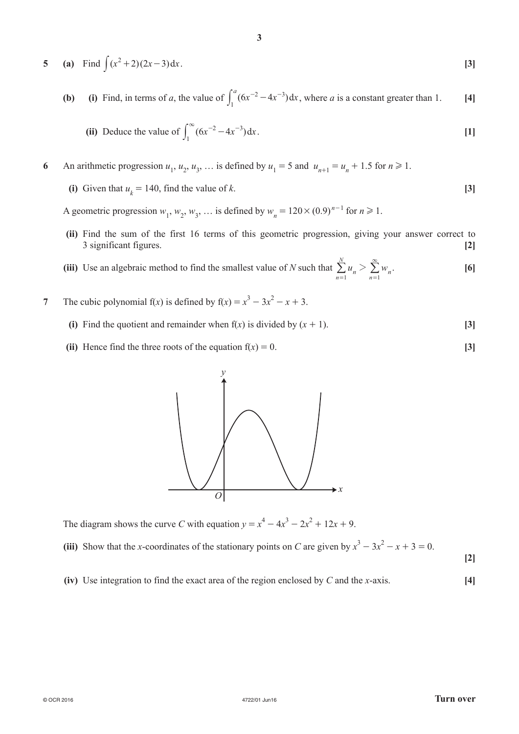**5** **(a)** Find $\int (x^2 + 2)(2x - 3)\,dx$. **[3]**

**(b)** **(i)** Find, in terms of $a$, the value of $\int_1^a (6x^{-2} - 4x^{-3})\,dx$, where $a$ is a constant greater than 1. **[4]**

**(ii)** Deduce the value of $\int_1^\infty (6x^{-2} - 4x^{-3})\,dx$. **[1]**

**6** An arithmetic progression $u_1, u_2, u_3, \dots$ is defined by $u_1 = 5$ and $u_{n+1} = u_n + 1.5$ for $n \geqslant 1$.

**(i)** Given that $u_k = 140$, find the value of $k$. **[3]**

A geometric progression $w_1, w_2, w_3, \dots$ is defined by $w_n = 120 \times (0.9)^{n-1}$ for $n \geqslant 1$.

**(ii)** Find the sum of the first 16 terms of this geometric progression, giving your answer correct to 3 significant figures. **[2]**

**(iii)** Use an algebraic method to find the smallest value of $N$ such that $\sum_{n=1}^{N} u_n > \sum_{n=1}^{\infty} w_n$. **[6]**

**7** The cubic polynomial f($x$) is defined by $f(x) = x^3 - 3x^2 - x + 3$.

**(i)** Find the quotient and remainder when f($x$) is divided by $(x + 1)$. **[3]**

**(ii)** Hence find the three roots of the equation $f(x) = 0$. **[3]**

The diagram shows the curve $C$ with equation $y = x^4 - 4x^3 - 2x^2 + 12x + 9$.

**(iii)** Show that the $x$-coordinates of the stationary points on $C$ are given by $x^3 - 3x^2 - x + 3 = 0$. **[2]**

**(iv)** Use integration to find the exact area of the region enclosed by $C$ and the $x$-axis. **[4]**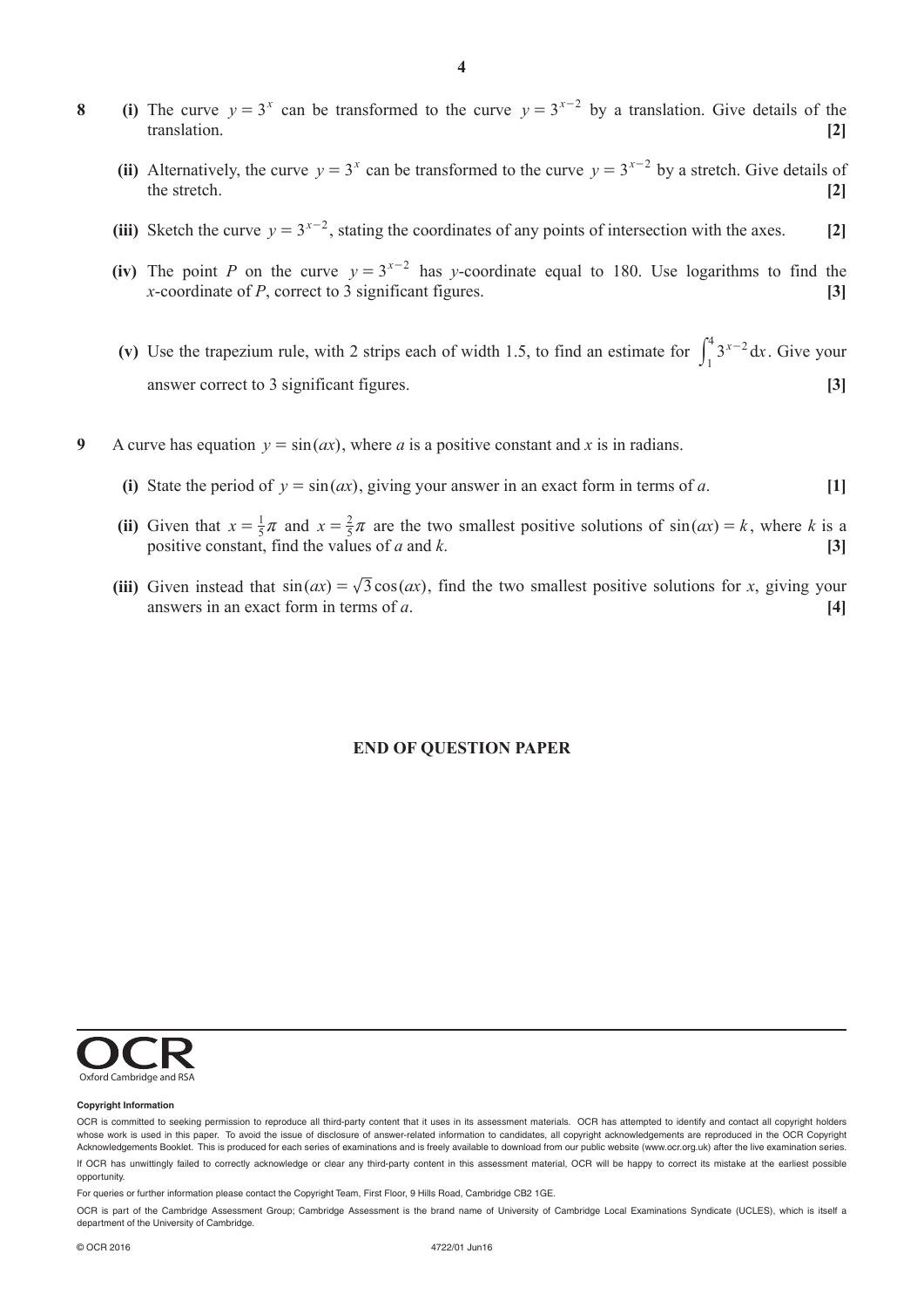**8** **(i)** The curve $y = 3^x$ can be transformed to the curve $y = 3^{x-2}$ by a translation. Give details of the translation. **[2]**

**(ii)** Alternatively, the curve $y = 3^x$ can be transformed to the curve $y = 3^{x-2}$ by a stretch. Give details of the stretch. **[2]**

**(iii)** Sketch the curve $y = 3^{x-2}$, stating the coordinates of any points of intersection with the axes. **[2]**

**(iv)** The point $P$ on the curve $y = 3^{x-2}$ has $y$-coordinate equal to 180. Use logarithms to find the $x$-coordinate of $P$, correct to 3 significant figures. **[3]**

**(v)** Use the trapezium rule, with 2 strips each of width 1.5, to find an estimate for $\int_1^4 3^{x-2}\,dx$. Give your answer correct to 3 significant figures. **[3]**

**9** A curve has equation $y = \sin(ax)$, where $a$ is a positive constant and $x$ is in radians.

**(i)** State the period of $y = \sin(ax)$, giving your answer in an exact form in terms of $a$. **[1]**

**(ii)** Given that $x = \frac{1}{5}\pi$ and $x = \frac{2}{5}\pi$ are the two smallest positive solutions of $\sin(ax) = k$, where $k$ is a positive constant, find the values of $a$ and $k$. **[3]**

**(iii)** Given instead that $\sin(ax) = \sqrt{3}\cos(ax)$, find the two smallest positive solutions for $x$, giving your answers in an exact form in terms of $a$. **[4]**

**END OF QUESTION PAPER**

OCR
Oxford Cambridge and RSA

**Copyright Information**

OCR is committed to seeking permission to reproduce all third-party content that it uses in its assessment materials. OCR has attempted to identify and contact all copyright holders whose work is used in this paper. To avoid the issue of disclosure of answer-related information to candidates, all copyright acknowledgements are reproduced in the OCR Copyright Acknowledgements Booklet. This is produced for each series of examinations and is freely available to download from our public website (www.ocr.org.uk) after the live examination series.

If OCR has unwittingly failed to correctly acknowledge or clear any third-party content in this assessment material, OCR will be happy to correct its mistake at the earliest possible opportunity.

For queries or further information please contact the Copyright Team, First Floor, 9 Hills Road, Cambridge CB2 1GE.

OCR is part of the Cambridge Assessment Group; Cambridge Assessment is the brand name of University of Cambridge Local Examinations Syndicate (UCLES), which is itself a department of the University of Cambridge.

© OCR 2016 4722/01 Jun16